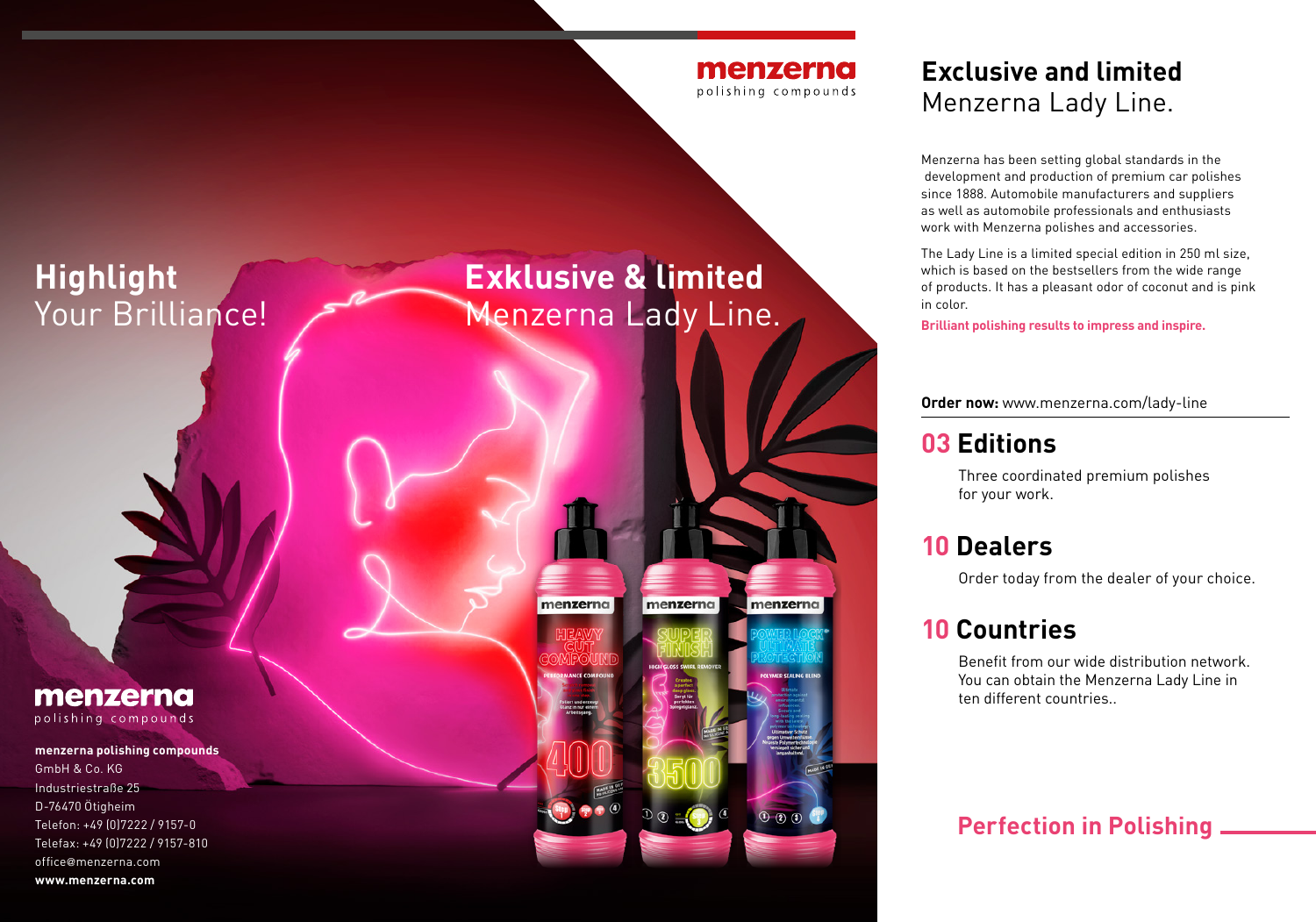## Highlight
Your Brilliance!

## Exklusive & limited
Menzerna Lady Line.

menzerna
polishing compounds

**menzerna polishing compounds**
GmbH & Co. KG
Industriestraße 25
D-76470 Ötigheim
Telefon: +49 (0)7222 / 9157-0
Telefax: +49 (0)7222 / 9157-810
office@menzerna.com
**www.menzerna.com**

# Exclusive and limited
Menzerna Lady Line.

Menzerna has been setting global standards in the development and production of premium car polishes since 1888. Automobile manufacturers and suppliers as well as automobile professionals and enthusiasts work with Menzerna polishes and accessories.

The Lady Line is a limited special edition in 250 ml size, which is based on the bestsellers from the wide range of products. It has a pleasant odor of coconut and is pink in color.

**Brilliant polishing results to impress and inspire.**

**Order now:** www.menzerna.com/lady-line

## 03 Editions

Three coordinated premium polishes for your work.

## 10 Dealers

Order today from the dealer of your choice.

## 10 Countries

Benefit from our wide distribution network. You can obtain the Menzerna Lady Line in ten different countries..

**Perfection in Polishing**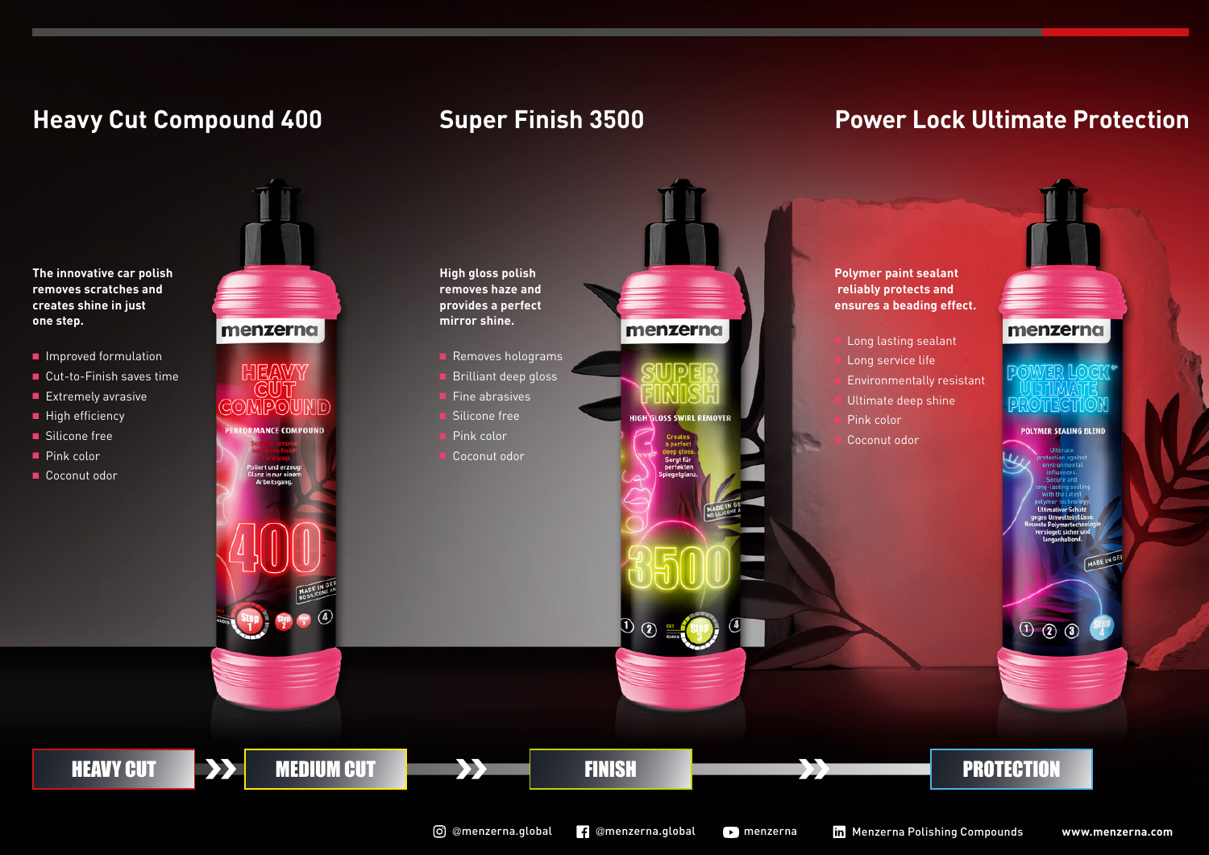## Heavy Cut Compound 400

**The innovative car polish removes scratches and creates shine in just one step.**

- Improved formulation
- Cut-to-Finish saves time
- Extremely avrasive
- High efficiency
- Silicone free
- Pink color
- Coconut odor

## Super Finish 3500

**High gloss polish removes haze and provides a perfect mirror shine.**

- Removes holograms
- Brilliant deep gloss
- Fine abrasives
- Silicone free
- Pink color
- Coconut odor

## Power Lock Ultimate Protection

**Polymer paint sealant reliably protects and ensures a beading effect.**

- Long lasting sealant
- Long service life
- Environmentally resistant
- Ultimate deep shine
- Pink color
- Coconut odor

HEAVY CUT » MEDIUM CUT » FINISH » PROTECTION

@menzerna.global | @menzerna.global | menzerna | Menzerna Polishing Compounds | www.menzerna.com